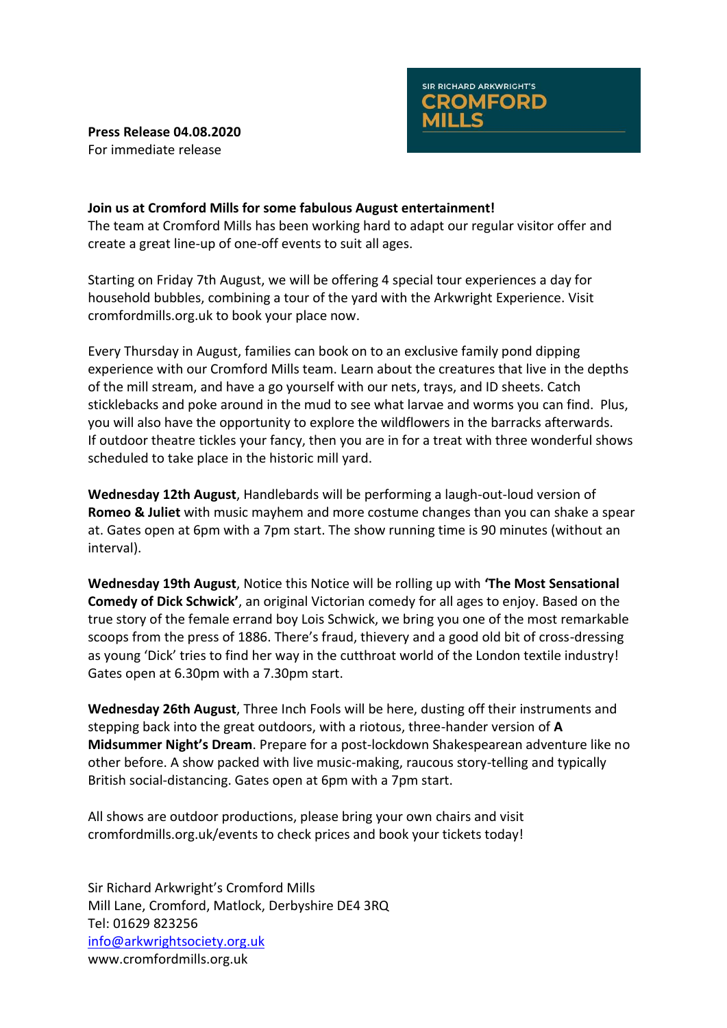SIR RICHARD ARKWRIGHT'S **CROMFORD MILLS**

**Press Release 04.08.2020**
For immediate release

**Join us at Cromford Mills for some fabulous August entertainment!**
The team at Cromford Mills has been working hard to adapt our regular visitor offer and create a great line-up of one-off events to suit all ages.

Starting on Friday 7th August, we will be offering 4 special tour experiences a day for household bubbles, combining a tour of the yard with the Arkwright Experience. Visit cromfordmills.org.uk to book your place now.

Every Thursday in August, families can book on to an exclusive family pond dipping experience with our Cromford Mills team. Learn about the creatures that live in the depths of the mill stream, and have a go yourself with our nets, trays, and ID sheets. Catch sticklebacks and poke around in the mud to see what larvae and worms you can find. Plus, you will also have the opportunity to explore the wildflowers in the barracks afterwards.
If outdoor theatre tickles your fancy, then you are in for a treat with three wonderful shows scheduled to take place in the historic mill yard.

**Wednesday 12th August**, Handlebards will be performing a laugh-out-loud version of **Romeo & Juliet** with music mayhem and more costume changes than you can shake a spear at. Gates open at 6pm with a 7pm start. The show running time is 90 minutes (without an interval).

**Wednesday 19th August**, Notice this Notice will be rolling up with **'The Most Sensational Comedy of Dick Schwick'**, an original Victorian comedy for all ages to enjoy. Based on the true story of the female errand boy Lois Schwick, we bring you one of the most remarkable scoops from the press of 1886. There's fraud, thievery and a good old bit of cross-dressing as young 'Dick' tries to find her way in the cutthroat world of the London textile industry! Gates open at 6.30pm with a 7.30pm start.

**Wednesday 26th August**, Three Inch Fools will be here, dusting off their instruments and stepping back into the great outdoors, with a riotous, three-hander version of **A Midsummer Night's Dream**. Prepare for a post-lockdown Shakespearean adventure like no other before. A show packed with live music-making, raucous story-telling and typically British social-distancing. Gates open at 6pm with a 7pm start.

All shows are outdoor productions, please bring your own chairs and visit cromfordmills.org.uk/events to check prices and book your tickets today!

Sir Richard Arkwright's Cromford Mills
Mill Lane, Cromford, Matlock, Derbyshire DE4 3RQ
Tel: 01629 823256
info@arkwrightsociety.org.uk
www.cromfordmills.org.uk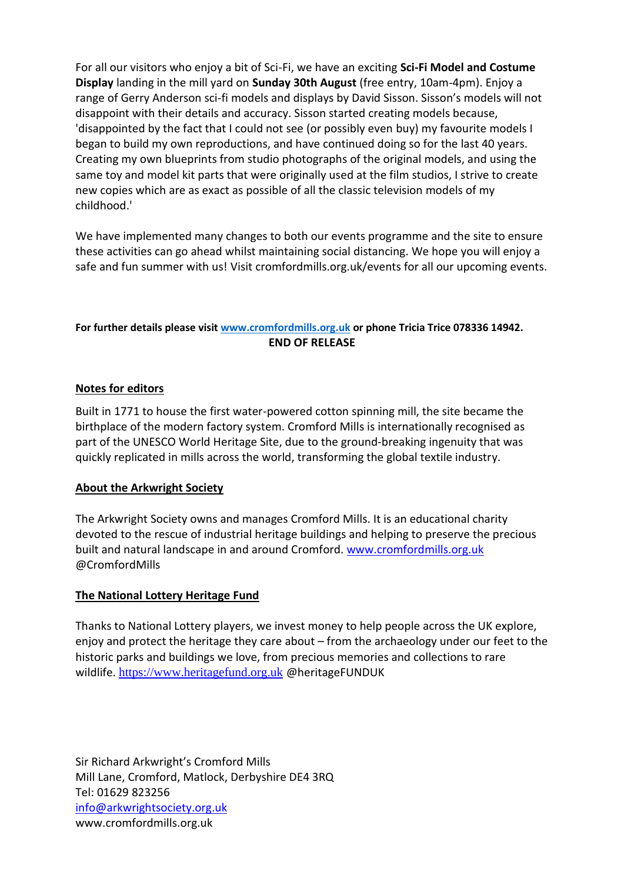For all our visitors who enjoy a bit of Sci-Fi, we have an exciting **Sci-Fi Model and Costume Display** landing in the mill yard on **Sunday 30th August** (free entry, 10am-4pm). Enjoy a range of Gerry Anderson sci-fi models and displays by David Sisson. Sisson's models will not disappoint with their details and accuracy. Sisson started creating models because, 'disappointed by the fact that I could not see (or possibly even buy) my favourite models I began to build my own reproductions, and have continued doing so for the last 40 years. Creating my own blueprints from studio photographs of the original models, and using the same toy and model kit parts that were originally used at the film studios, I strive to create new copies which are as exact as possible of all the classic television models of my childhood.'

We have implemented many changes to both our events programme and the site to ensure these activities can go ahead whilst maintaining social distancing. We hope you will enjoy a safe and fun summer with us! Visit cromfordmills.org.uk/events for all our upcoming events.

**For further details please visit [www.cromfordmills.org.uk](http://www.cromfordmills.org.uk) or phone Tricia Trice 078336 14942.**

**END OF RELEASE**

**Notes for editors**

Built in 1771 to house the first water-powered cotton spinning mill, the site became the birthplace of the modern factory system. Cromford Mills is internationally recognised as part of the UNESCO World Heritage Site, due to the ground-breaking ingenuity that was quickly replicated in mills across the world, transforming the global textile industry.

**About the Arkwright Society**

The Arkwright Society owns and manages Cromford Mills. It is an educational charity devoted to the rescue of industrial heritage buildings and helping to preserve the precious built and natural landscape in and around Cromford. [www.cromfordmills.org.uk](http://www.cromfordmills.org.uk) @CromfordMills

**The National Lottery Heritage Fund**

Thanks to National Lottery players, we invest money to help people across the UK explore, enjoy and protect the heritage they care about – from the archaeology under our feet to the historic parks and buildings we love, from precious memories and collections to rare wildlife. [https://www.heritagefund.org.uk](https://www.heritagefund.org.uk) @heritageFUNDUK

Sir Richard Arkwright's Cromford Mills
Mill Lane, Cromford, Matlock, Derbyshire DE4 3RQ
Tel: 01629 823256
[info@arkwrightsociety.org.uk](mailto:info@arkwrightsociety.org.uk)
www.cromfordmills.org.uk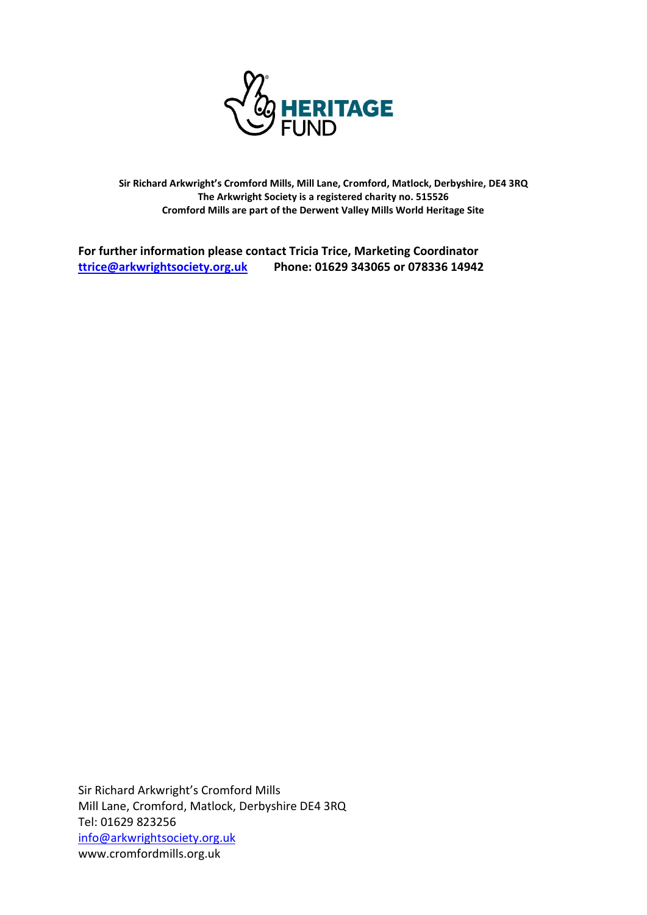HERITAGE FUND

**Sir Richard Arkwright's Cromford Mills, Mill Lane, Cromford, Matlock, Derbyshire, DE4 3RQ**
**The Arkwright Society is a registered charity no. 515526**
**Cromford Mills are part of the Derwent Valley Mills World Heritage Site**

**For further information please contact Tricia Trice, Marketing Coordinator**
**[ttrice@arkwrightsociety.org.uk](mailto:ttrice@arkwrightsociety.org.uk)** **Phone: 01629 343065 or 078336 14942**

Sir Richard Arkwright's Cromford Mills
Mill Lane, Cromford, Matlock, Derbyshire DE4 3RQ
Tel: 01629 823256
[info@arkwrightsociety.org.uk](mailto:info@arkwrightsociety.org.uk)
www.cromfordmills.org.uk